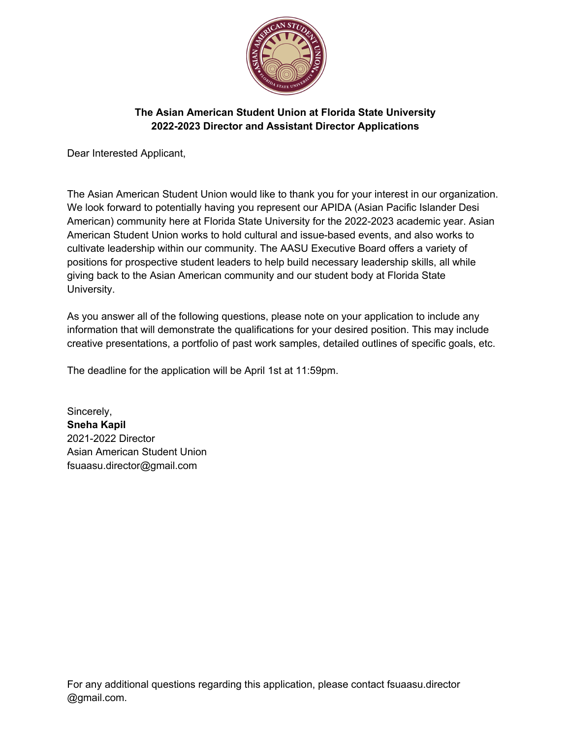**The Asian American Student Union at Florida State University**
**2022-2023 Director and Assistant Director Applications**

Dear Interested Applicant,

The Asian American Student Union would like to thank you for your interest in our organization. We look forward to potentially having you represent our APIDA (Asian Pacific Islander Desi American) community here at Florida State University for the 2022-2023 academic year. Asian American Student Union works to hold cultural and issue-based events, and also works to cultivate leadership within our community. The AASU Executive Board offers a variety of positions for prospective student leaders to help build necessary leadership skills, all while giving back to the Asian American community and our student body at Florida State University.

As you answer all of the following questions, please note on your application to include any information that will demonstrate the qualifications for your desired position. This may include creative presentations, a portfolio of past work samples, detailed outlines of specific goals, etc.

The deadline for the application will be April 1st at 11:59pm.

Sincerely,
**Sneha Kapil**
2021-2022 Director
Asian American Student Union
fsuaasu.director@gmail.com

For any additional questions regarding this application, please contact fsuaasu.director@gmail.com.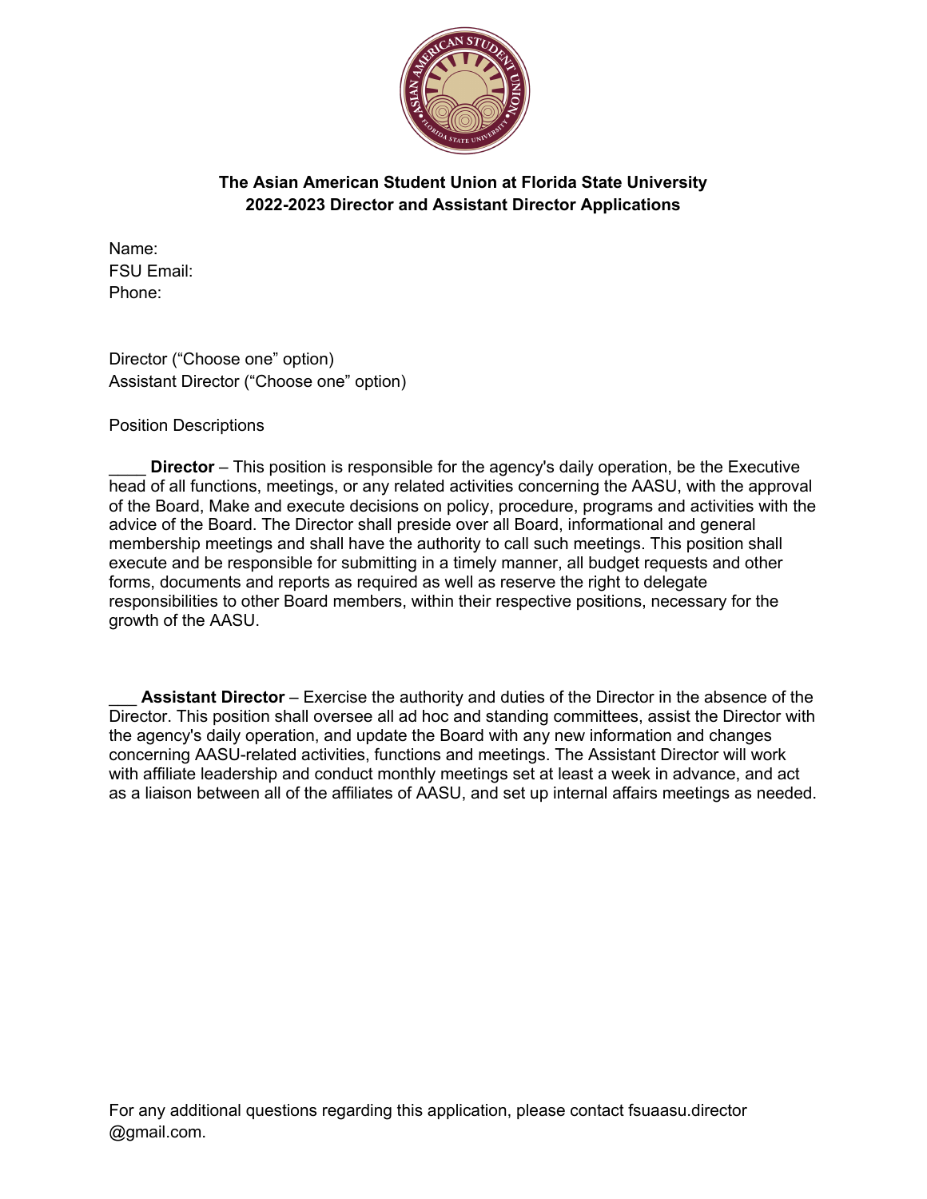**The Asian American Student Union at Florida State University**
**2022-2023 Director and Assistant Director Applications**

Name:
FSU Email:
Phone:

Director (“Choose one” option)
Assistant Director (“Choose one” option)

Position Descriptions

____ **Director** – This position is responsible for the agency's daily operation, be the Executive head of all functions, meetings, or any related activities concerning the AASU, with the approval of the Board, Make and execute decisions on policy, procedure, programs and activities with the advice of the Board. The Director shall preside over all Board, informational and general membership meetings and shall have the authority to call such meetings. This position shall execute and be responsible for submitting in a timely manner, all budget requests and other forms, documents and reports as required as well as reserve the right to delegate responsibilities to other Board members, within their respective positions, necessary for the growth of the AASU.

___ **Assistant Director** – Exercise the authority and duties of the Director in the absence of the Director. This position shall oversee all ad hoc and standing committees, assist the Director with the agency's daily operation, and update the Board with any new information and changes concerning AASU-related activities, functions and meetings. The Assistant Director will work with affiliate leadership and conduct monthly meetings set at least a week in advance, and act as a liaison between all of the affiliates of AASU, and set up internal affairs meetings as needed.

For any additional questions regarding this application, please contact fsuaasu.director @gmail.com.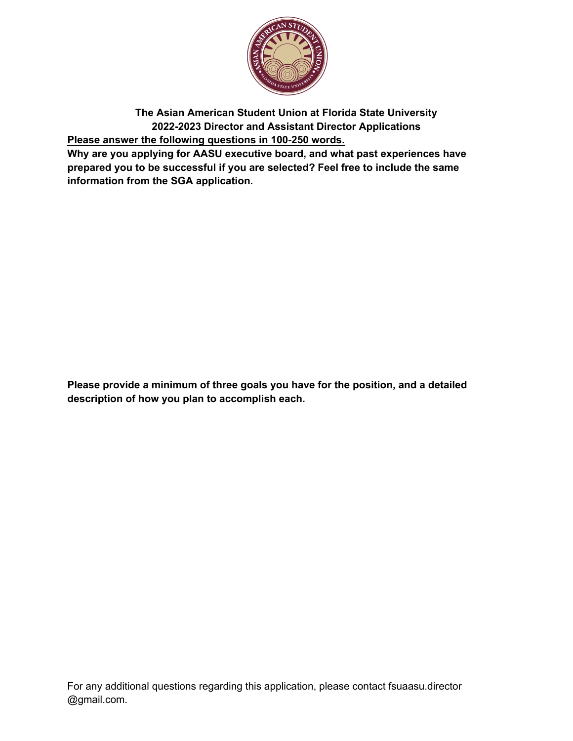**The Asian American Student Union at Florida State University**
**2022-2023 Director and Assistant Director Applications**

**Please answer the following questions in 100-250 words.**

**Why are you applying for AASU executive board, and what past experiences have prepared you to be successful if you are selected? Feel free to include the same information from the SGA application.**

**Please provide a minimum of three goals you have for the position, and a detailed description of how you plan to accomplish each.**

For any additional questions regarding this application, please contact fsuaasu.director @gmail.com.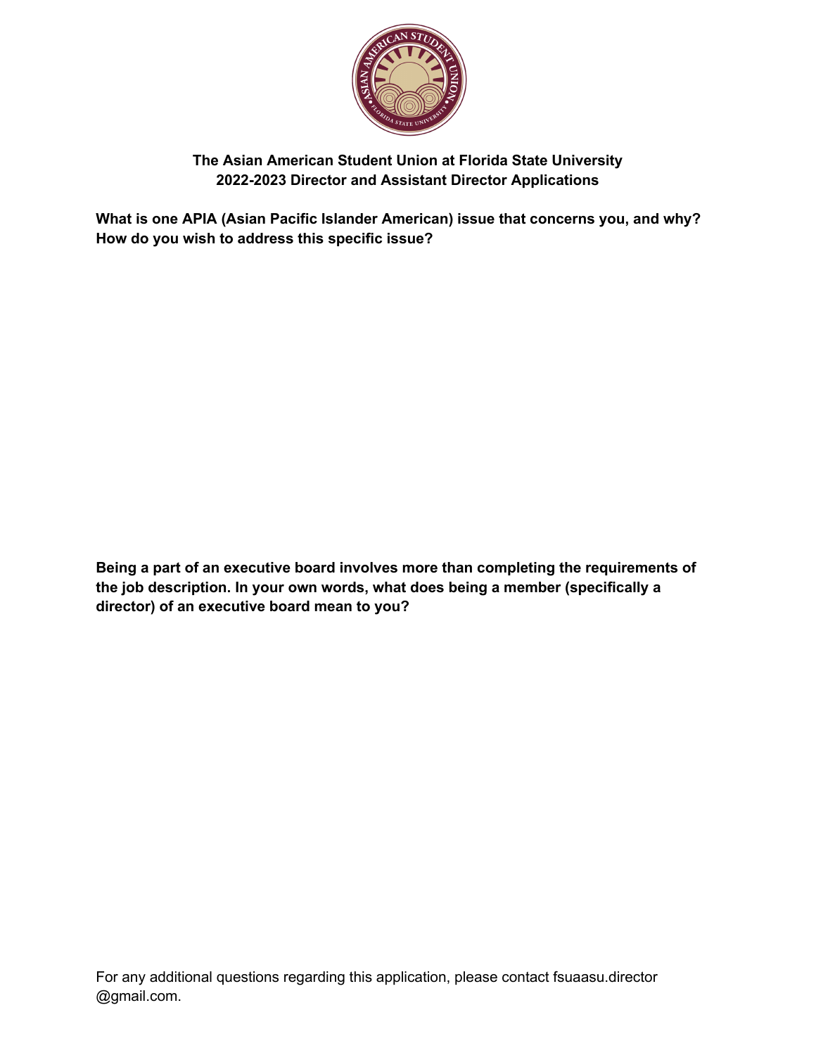**The Asian American Student Union at Florida State University**
**2022-2023 Director and Assistant Director Applications**

**What is one APIA (Asian Pacific Islander American) issue that concerns you, and why? How do you wish to address this specific issue?**

**Being a part of an executive board involves more than completing the requirements of the job description. In your own words, what does being a member (specifically a director) of an executive board mean to you?**

For any additional questions regarding this application, please contact fsuaasu.director @gmail.com.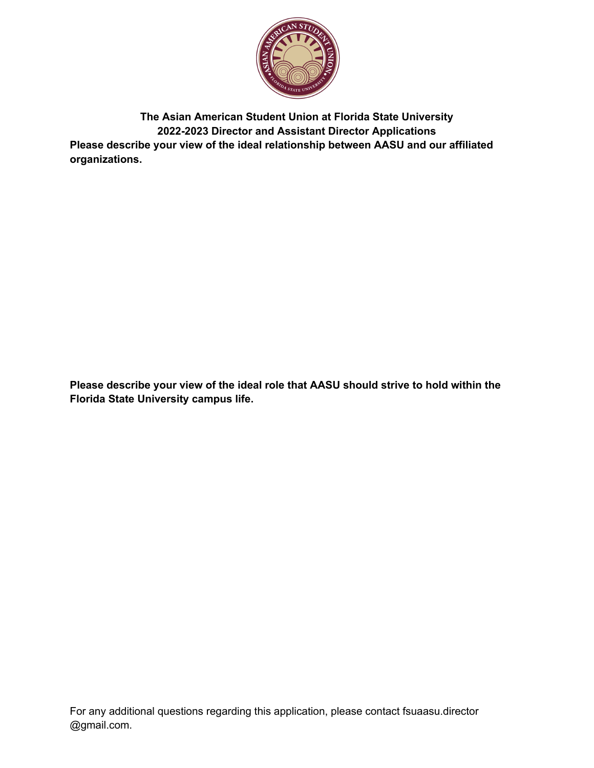**The Asian American Student Union at Florida State University**
**2022-2023 Director and Assistant Director Applications**

**Please describe your view of the ideal relationship between AASU and our affiliated organizations.**

**Please describe your view of the ideal role that AASU should strive to hold within the Florida State University campus life.**

For any additional questions regarding this application, please contact fsuaasu.director @gmail.com.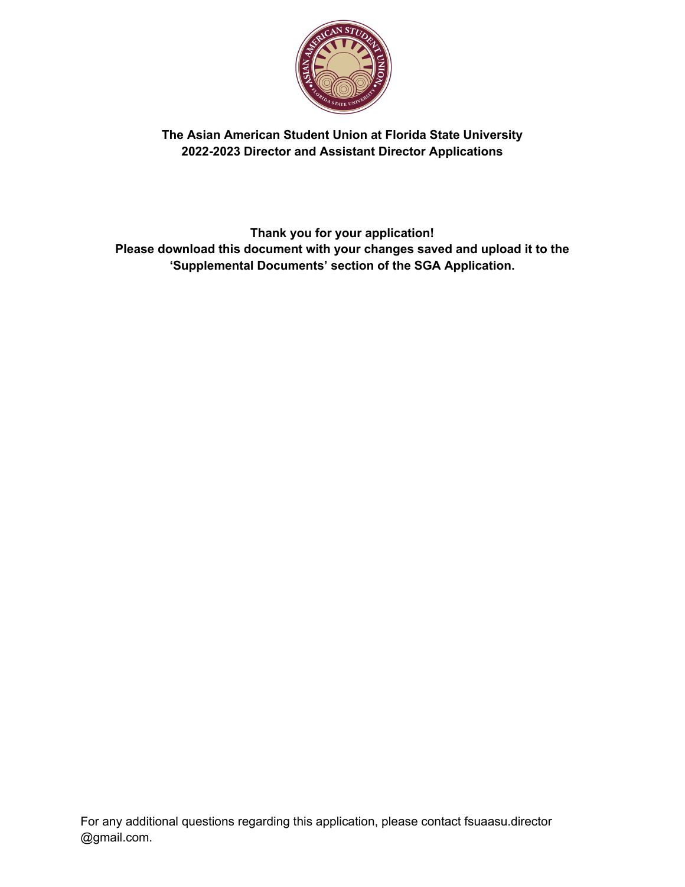**The Asian American Student Union at Florida State University**
**2022-2023 Director and Assistant Director Applications**

**Thank you for your application!**
**Please download this document with your changes saved and upload it to the 'Supplemental Documents' section of the SGA Application.**

For any additional questions regarding this application, please contact fsuaasu.director @gmail.com.